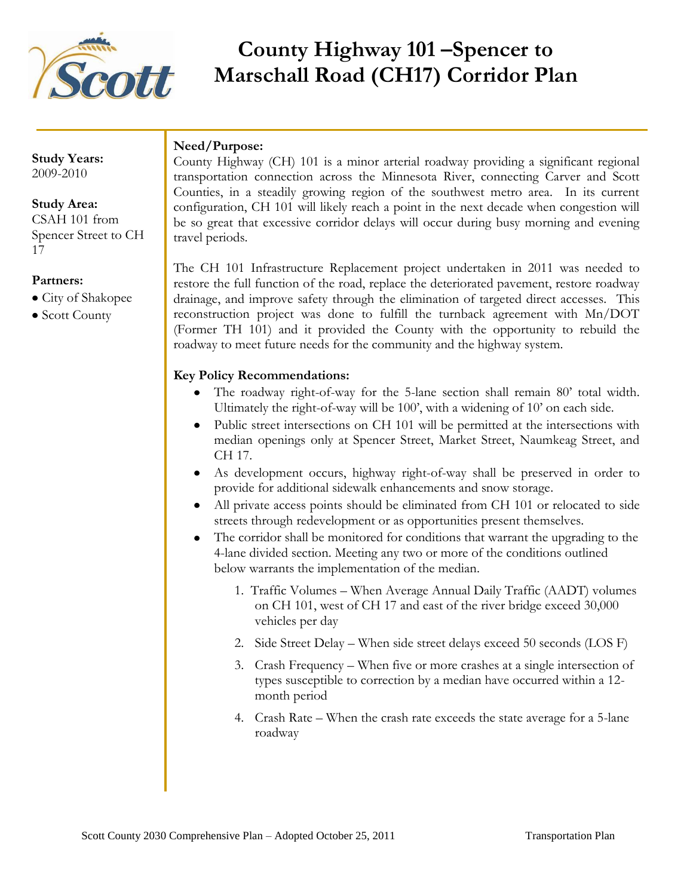# County Highway 101 –Spencer to Marschall Road (CH17) Corridor Plan

**Study Years:**
2009-2010

**Study Area:**
CSAH 101 from Spencer Street to CH 17

**Partners:**
- City of Shakopee
- Scott County

**Need/Purpose:**

County Highway (CH) 101 is a minor arterial roadway providing a significant regional transportation connection across the Minnesota River, connecting Carver and Scott Counties, in a steadily growing region of the southwest metro area. In its current configuration, CH 101 will likely reach a point in the next decade when congestion will be so great that excessive corridor delays will occur during busy morning and evening travel periods.

The CH 101 Infrastructure Replacement project undertaken in 2011 was needed to restore the full function of the road, replace the deteriorated pavement, restore roadway drainage, and improve safety through the elimination of targeted direct accesses. This reconstruction project was done to fulfill the turnback agreement with Mn/DOT (Former TH 101) and it provided the County with the opportunity to rebuild the roadway to meet future needs for the community and the highway system.

**Key Policy Recommendations:**

- The roadway right-of-way for the 5-lane section shall remain 80' total width. Ultimately the right-of-way will be 100', with a widening of 10' on each side.
- Public street intersections on CH 101 will be permitted at the intersections with median openings only at Spencer Street, Market Street, Naumkeag Street, and CH 17.
- As development occurs, highway right-of-way shall be preserved in order to provide for additional sidewalk enhancements and snow storage.
- All private access points should be eliminated from CH 101 or relocated to side streets through redevelopment or as opportunities present themselves.
- The corridor shall be monitored for conditions that warrant the upgrading to the 4-lane divided section. Meeting any two or more of the conditions outlined below warrants the implementation of the median.
    1. Traffic Volumes – When Average Annual Daily Traffic (AADT) volumes on CH 101, west of CH 17 and east of the river bridge exceed 30,000 vehicles per day
    2. Side Street Delay – When side street delays exceed 50 seconds (LOS F)
    3. Crash Frequency – When five or more crashes at a single intersection of types susceptible to correction by a median have occurred within a 12-month period
    4. Crash Rate – When the crash rate exceeds the state average for a 5-lane roadway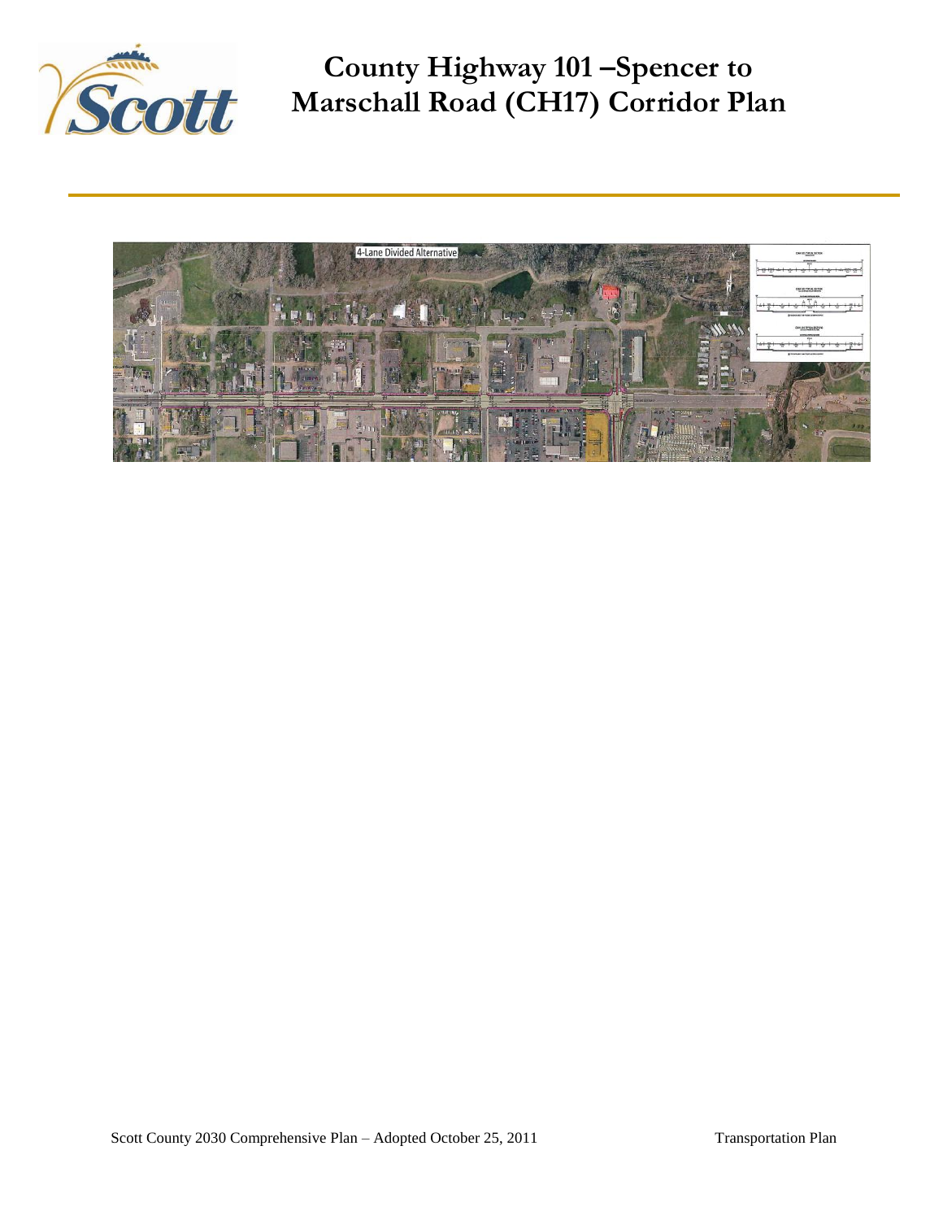# County Highway 101 – Spencer to Marschall Road (CH17) Corridor Plan

4-Lane Divided Alternative